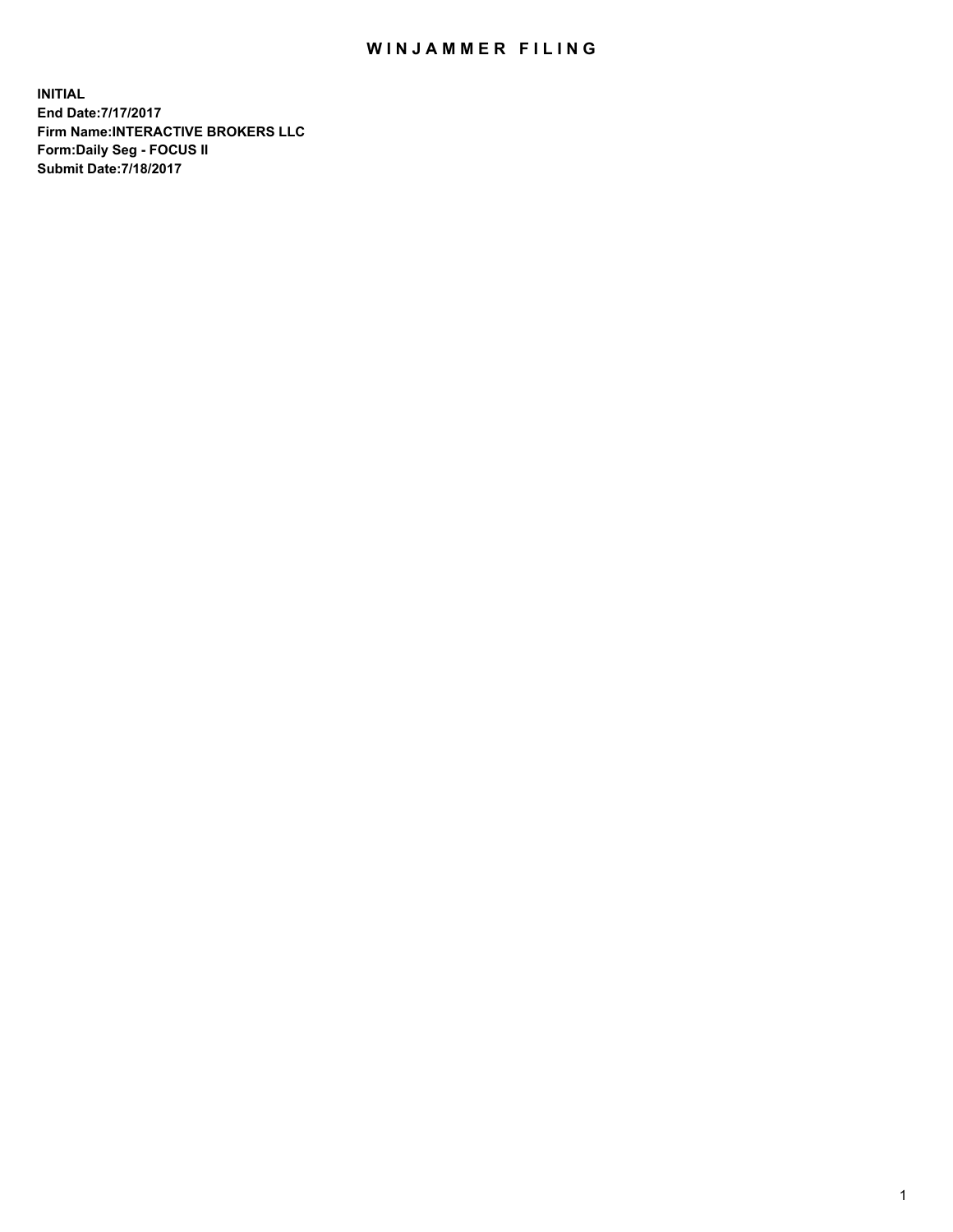# WINJAMMER FILING

**INITIAL**
**End Date:7/17/2017**
**Firm Name:INTERACTIVE BROKERS LLC**
**Form:Daily Seg - FOCUS II**
**Submit Date:7/18/2017**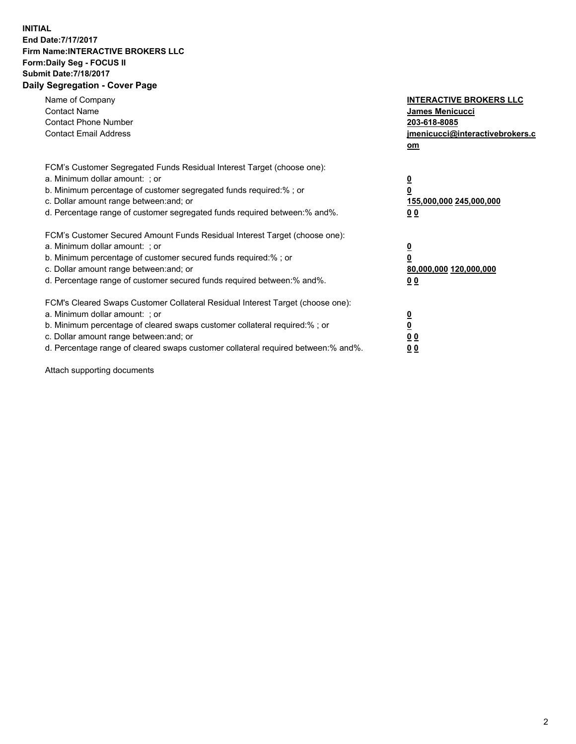**INITIAL**
**End Date:7/17/2017**
**Firm Name:INTERACTIVE BROKERS LLC**
**Form:Daily Seg - FOCUS II**
**Submit Date:7/18/2017**
**Daily Segregation - Cover Page**

| | |
|---|---|
| Name of Company | **INTERACTIVE BROKERS LLC** |
| Contact Name | **James Menicucci** |
| Contact Phone Number | **203-618-8085** |
| Contact Email Address | **jmenicucci@interactivebrokers.com** |

FCM's Customer Segregated Funds Residual Interest Target (choose one):

| | |
|---|---|
| a. Minimum dollar amount: ; or | **0** |
| b. Minimum percentage of customer segregated funds required:% ; or | **0** |
| c. Dollar amount range between:and; or | **155,000,000 245,000,000** |
| d. Percentage range of customer segregated funds required between:% and%. | **0 0** |

FCM's Customer Secured Amount Funds Residual Interest Target (choose one):

| | |
|---|---|
| a. Minimum dollar amount: ; or | **0** |
| b. Minimum percentage of customer secured funds required:% ; or | **0** |
| c. Dollar amount range between:and; or | **80,000,000 120,000,000** |
| d. Percentage range of customer secured funds required between:% and%. | **0 0** |

FCM's Cleared Swaps Customer Collateral Residual Interest Target (choose one):

| | |
|---|---|
| a. Minimum dollar amount: ; or | **0** |
| b. Minimum percentage of cleared swaps customer collateral required:% ; or | **0** |
| c. Dollar amount range between:and; or | **0 0** |
| d. Percentage range of cleared swaps customer collateral required between:% and%. | **0 0** |

Attach supporting documents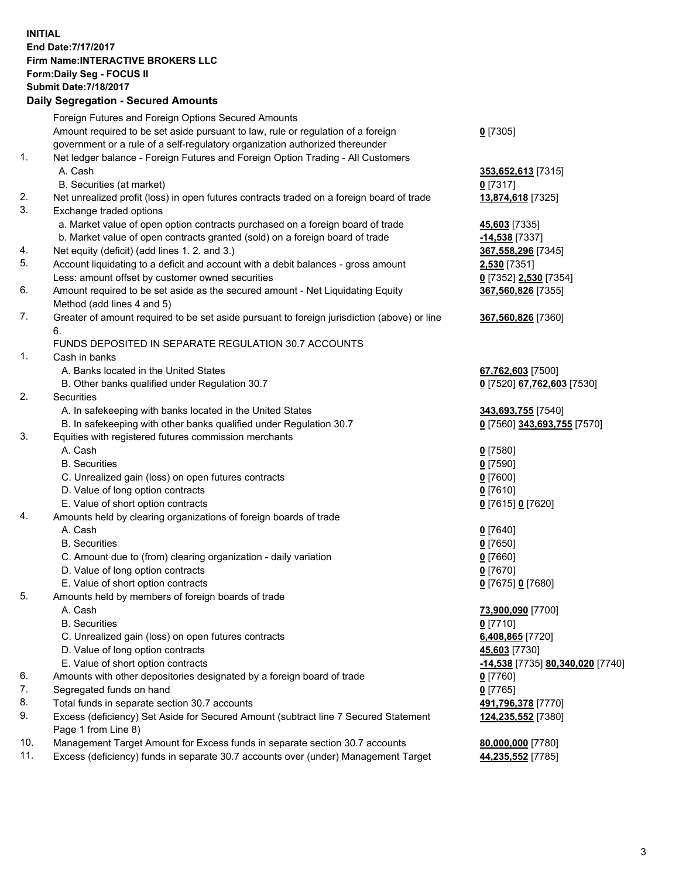**INITIAL**
**End Date:7/17/2017**
**Firm Name:INTERACTIVE BROKERS LLC**
**Form:Daily Seg - FOCUS II**
**Submit Date:7/18/2017**
**Daily Segregation - Secured Amounts**

| | | |
|---|---|---|
| | Foreign Futures and Foreign Options Secured Amounts | |
| | Amount required to be set aside pursuant to law, rule or regulation of a foreign government or a rule of a self-regulatory organization authorized thereunder | **0** [7305] |
| 1. | Net ledger balance - Foreign Futures and Foreign Option Trading - All Customers | |
| | A. Cash | **353,652,613** [7315] |
| | B. Securities (at market) | **0** [7317] |
| 2. | Net unrealized profit (loss) in open futures contracts traded on a foreign board of trade | **13,874,618** [7325] |
| 3. | Exchange traded options | |
| | a. Market value of open option contracts purchased on a foreign board of trade | **45,603** [7335] |
| | b. Market value of open contracts granted (sold) on a foreign board of trade | **-14,538** [7337] |
| 4. | Net equity (deficit) (add lines 1. 2. and 3.) | **367,558,296** [7345] |
| 5. | Account liquidating to a deficit and account with a debit balances - gross amount | **2,530** [7351] |
| | Less: amount offset by customer owned securities | **0** [7352] **2,530** [7354] |
| 6. | Amount required to be set aside as the secured amount - Net Liquidating Equity Method (add lines 4 and 5) | **367,560,826** [7355] |
| 7. | Greater of amount required to be set aside pursuant to foreign jurisdiction (above) or line 6. | **367,560,826** [7360] |
| | FUNDS DEPOSITED IN SEPARATE REGULATION 30.7 ACCOUNTS | |
| 1. | Cash in banks | |
| | A. Banks located in the United States | **67,762,603** [7500] |
| | B. Other banks qualified under Regulation 30.7 | **0** [7520] **67,762,603** [7530] |
| 2. | Securities | |
| | A. In safekeeping with banks located in the United States | **343,693,755** [7540] |
| | B. In safekeeping with other banks qualified under Regulation 30.7 | **0** [7560] **343,693,755** [7570] |
| 3. | Equities with registered futures commission merchants | |
| | A. Cash | **0** [7580] |
| | B. Securities | **0** [7590] |
| | C. Unrealized gain (loss) on open futures contracts | **0** [7600] |
| | D. Value of long option contracts | **0** [7610] |
| | E. Value of short option contracts | **0** [7615] **0** [7620] |
| 4. | Amounts held by clearing organizations of foreign boards of trade | |
| | A. Cash | **0** [7640] |
| | B. Securities | **0** [7650] |
| | C. Amount due to (from) clearing organization - daily variation | **0** [7660] |
| | D. Value of long option contracts | **0** [7670] |
| | E. Value of short option contracts | **0** [7675] **0** [7680] |
| 5. | Amounts held by members of foreign boards of trade | |
| | A. Cash | **73,900,090** [7700] |
| | B. Securities | **0** [7710] |
| | C. Unrealized gain (loss) on open futures contracts | **6,408,865** [7720] |
| | D. Value of long option contracts | **45,603** [7730] |
| | E. Value of short option contracts | **-14,538** [7735] **80,340,020** [7740] |
| 6. | Amounts with other depositories designated by a foreign board of trade | **0** [7760] |
| 7. | Segregated funds on hand | **0** [7765] |
| 8. | Total funds in separate section 30.7 accounts | **491,796,378** [7770] |
| 9. | Excess (deficiency) Set Aside for Secured Amount (subtract line 7 Secured Statement Page 1 from Line 8) | **124,235,552** [7380] |
| 10. | Management Target Amount for Excess funds in separate section 30.7 accounts | **80,000,000** [7780] |
| 11. | Excess (deficiency) funds in separate 30.7 accounts over (under) Management Target | **44,235,552** [7785] |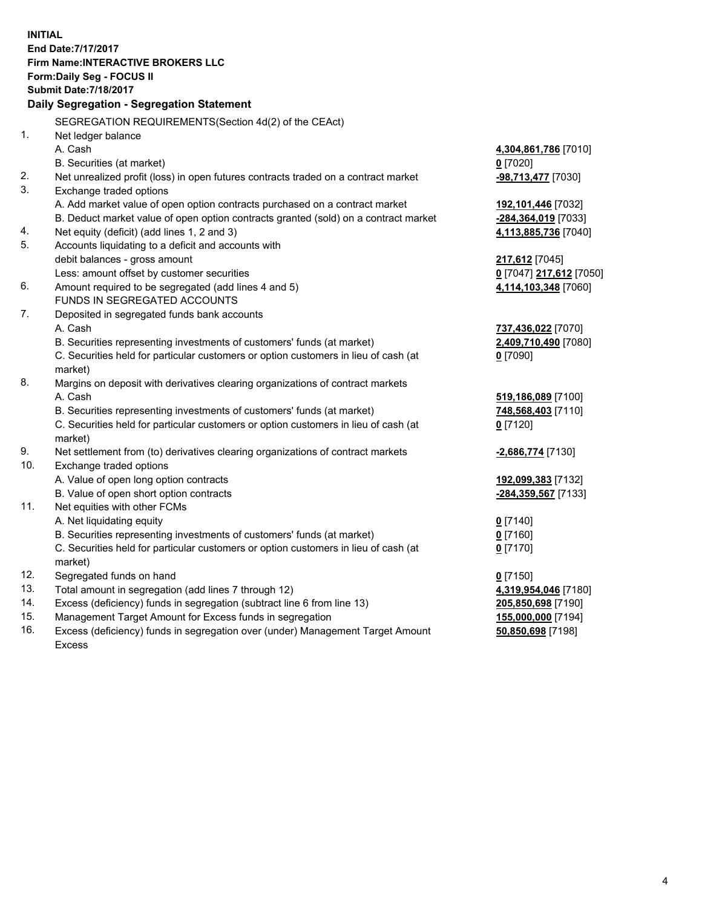**INITIAL**
**End Date:7/17/2017**
**Firm Name:INTERACTIVE BROKERS LLC**
**Form:Daily Seg - FOCUS II**
**Submit Date:7/18/2017**

## Daily Segregation - Segregation Statement

| | | |
|---|---|---|
| | SEGREGATION REQUIREMENTS(Section 4d(2) of the CEAct) | |
| 1. | Net ledger balance | |
| | A. Cash | **4,304,861,786** [7010] |
| | B. Securities (at market) | **0** [7020] |
| 2. | Net unrealized profit (loss) in open futures contracts traded on a contract market | **-98,713,477** [7030] |
| 3. | Exchange traded options | |
| | A. Add market value of open option contracts purchased on a contract market | **192,101,446** [7032] |
| | B. Deduct market value of open option contracts granted (sold) on a contract market | **-284,364,019** [7033] |
| 4. | Net equity (deficit) (add lines 1, 2 and 3) | **4,113,885,736** [7040] |
| 5. | Accounts liquidating to a deficit and accounts with debit balances - gross amount | **217,612** [7045] |
| | Less: amount offset by customer securities | **0** [7047] **217,612** [7050] |
| 6. | Amount required to be segregated (add lines 4 and 5) | **4,114,103,348** [7060] |
| | FUNDS IN SEGREGATED ACCOUNTS | |
| 7. | Deposited in segregated funds bank accounts | |
| | A. Cash | **737,436,022** [7070] |
| | B. Securities representing investments of customers' funds (at market) | **2,409,710,490** [7080] |
| | C. Securities held for particular customers or option customers in lieu of cash (at market) | **0** [7090] |
| 8. | Margins on deposit with derivatives clearing organizations of contract markets | |
| | A. Cash | **519,186,089** [7100] |
| | B. Securities representing investments of customers' funds (at market) | **748,568,403** [7110] |
| | C. Securities held for particular customers or option customers in lieu of cash (at market) | **0** [7120] |
| 9. | Net settlement from (to) derivatives clearing organizations of contract markets | **-2,686,774** [7130] |
| 10. | Exchange traded options | |
| | A. Value of open long option contracts | **192,099,383** [7132] |
| | B. Value of open short option contracts | **-284,359,567** [7133] |
| 11. | Net equities with other FCMs | |
| | A. Net liquidating equity | **0** [7140] |
| | B. Securities representing investments of customers' funds (at market) | **0** [7160] |
| | C. Securities held for particular customers or option customers in lieu of cash (at market) | **0** [7170] |
| 12. | Segregated funds on hand | **0** [7150] |
| 13. | Total amount in segregation (add lines 7 through 12) | **4,319,954,046** [7180] |
| 14. | Excess (deficiency) funds in segregation (subtract line 6 from line 13) | **205,850,698** [7190] |
| 15. | Management Target Amount for Excess funds in segregation | **155,000,000** [7194] |
| 16. | Excess (deficiency) funds in segregation over (under) Management Target Amount Excess | **50,850,698** [7198] |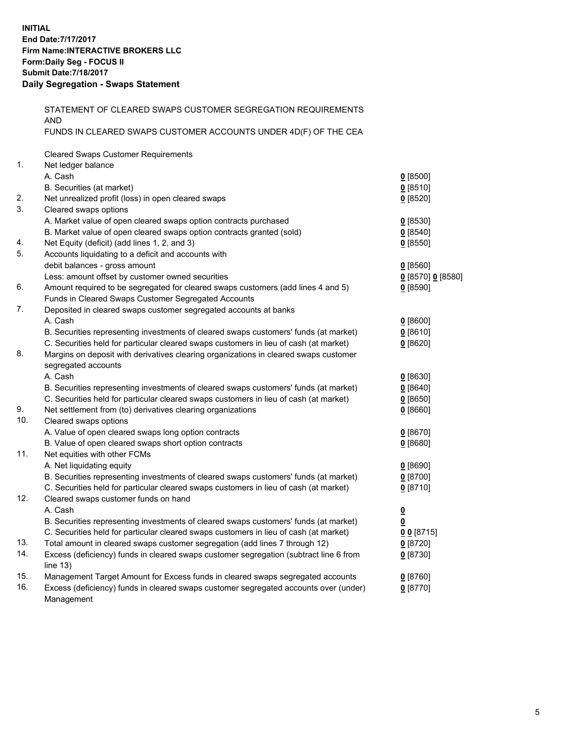**INITIAL**
**End Date:7/17/2017**
**Firm Name:INTERACTIVE BROKERS LLC**
**Form:Daily Seg - FOCUS II**
**Submit Date:7/18/2017**
**Daily Segregation - Swaps Statement**

STATEMENT OF CLEARED SWAPS CUSTOMER SEGREGATION REQUIREMENTS AND FUNDS IN CLEARED SWAPS CUSTOMER ACCOUNTS UNDER 4D(F) OF THE CEA

| | | |
|---|---|---|
| | Cleared Swaps Customer Requirements | |
| 1. | Net ledger balance | |
| | A. Cash | 0 [8500] |
| | B. Securities (at market) | 0 [8510] |
| 2. | Net unrealized profit (loss) in open cleared swaps | 0 [8520] |
| 3. | Cleared swaps options | |
| | A. Market value of open cleared swaps option contracts purchased | 0 [8530] |
| | B. Market value of open cleared swaps option contracts granted (sold) | 0 [8540] |
| 4. | Net Equity (deficit) (add lines 1, 2, and 3) | 0 [8550] |
| 5. | Accounts liquidating to a deficit and accounts with debit balances - gross amount | 0 [8560] |
| | Less: amount offset by customer owned securities | 0 [8570] 0 [8580] |
| 6. | Amount required to be segregated for cleared swaps customers (add lines 4 and 5) | 0 [8590] |
| | Funds in Cleared Swaps Customer Segregated Accounts | |
| 7. | Deposited in cleared swaps customer segregated accounts at banks | |
| | A. Cash | 0 [8600] |
| | B. Securities representing investments of cleared swaps customers' funds (at market) | 0 [8610] |
| | C. Securities held for particular cleared swaps customers in lieu of cash (at market) | 0 [8620] |
| 8. | Margins on deposit with derivatives clearing organizations in cleared swaps customer segregated accounts | |
| | A. Cash | 0 [8630] |
| | B. Securities representing investments of cleared swaps customers' funds (at market) | 0 [8640] |
| | C. Securities held for particular cleared swaps customers in lieu of cash (at market) | 0 [8650] |
| 9. | Net settlement from (to) derivatives clearing organizations | 0 [8660] |
| 10. | Cleared swaps options | |
| | A. Value of open cleared swaps long option contracts | 0 [8670] |
| | B. Value of open cleared swaps short option contracts | 0 [8680] |
| 11. | Net equities with other FCMs | |
| | A. Net liquidating equity | 0 [8690] |
| | B. Securities representing investments of cleared swaps customers' funds (at market) | 0 [8700] |
| | C. Securities held for particular cleared swaps customers in lieu of cash (at market) | 0 [8710] |
| 12. | Cleared swaps customer funds on hand | |
| | A. Cash | 0 |
| | B. Securities representing investments of cleared swaps customers' funds (at market) | 0 |
| | C. Securities held for particular cleared swaps customers in lieu of cash (at market) | 0 0 [8715] |
| 13. | Total amount in cleared swaps customer segregation (add lines 7 through 12) | 0 [8720] |
| 14. | Excess (deficiency) funds in cleared swaps customer segregation (subtract line 6 from line 13) | 0 [8730] |
| 15. | Management Target Amount for Excess funds in cleared swaps segregated accounts | 0 [8760] |
| 16. | Excess (deficiency) funds in cleared swaps customer segregated accounts over (under) Management | 0 [8770] |